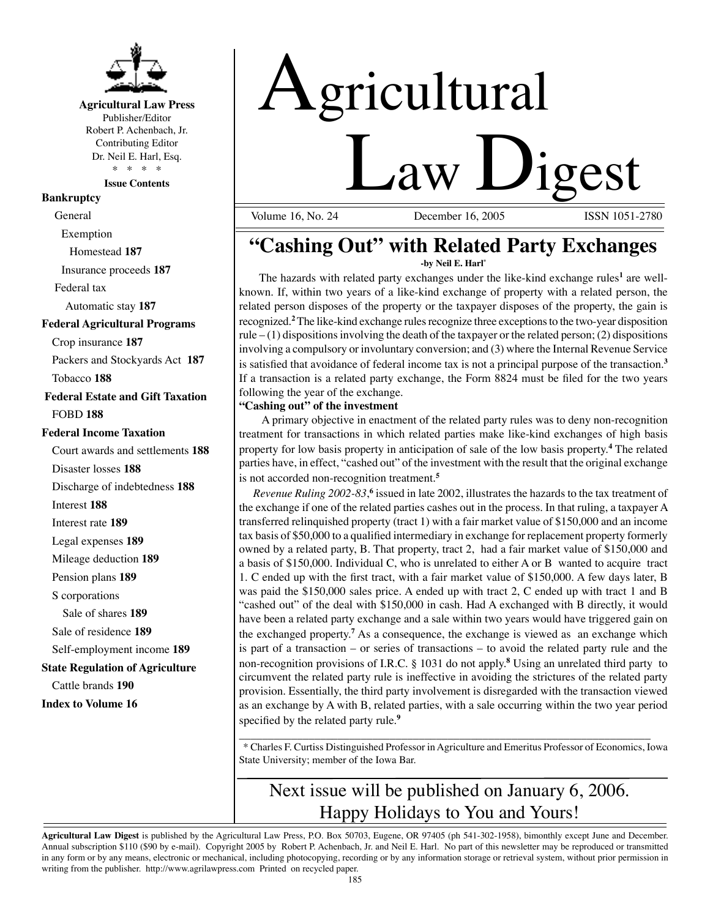**Agricultural Law Press**
Publisher/Editor
Robert P. Achenbach, Jr.
Contributing Editor
Dr. Neil E. Harl, Esq.
\* \* \* \*

**Issue Contents**

**Bankruptcy**
- General
  - Exemption
    - Homestead **187**
  - Insurance proceeds **187**
- Federal tax
  - Automatic stay **187**

**Federal Agricultural Programs**
- Crop insurance **187**
- Packers and Stockyards Act **187**
- Tobacco **188**

**Federal Estate and Gift Taxation**
- FOBD **188**

**Federal Income Taxation**
- Court awards and settlements **188**
- Disaster losses **188**
- Discharge of indebtedness **188**
- Interest **188**
- Interest rate **189**
- Legal expenses **189**
- Mileage deduction **189**
- Pension plans **189**
- S corporations
  - Sale of shares **189**
- Sale of residence **189**
- Self-employment income **189**

**State Regulation of Agriculture**
- Cattle brands **190**

**Index to Volume 16**

# Agricultural Law Digest

Volume 16, No. 24 December 16, 2005 ISSN 1051-2780

## "Cashing Out" with Related Party Exchanges

**-by Neil E. Harl\***

The hazards with related party exchanges under the like-kind exchange rules[1] are well-known. If, within two years of a like-kind exchange of property with a related person, the related person disposes of the property or the taxpayer disposes of the property, the gain is recognized.[2] The like-kind exchange rules recognize three exceptions to the two-year disposition rule – (1) dispositions involving the death of the taxpayer or the related person; (2) dispositions involving a compulsory or involuntary conversion; and (3) where the Internal Revenue Service is satisfied that avoidance of federal income tax is not a principal purpose of the transaction.[3] If a transaction is a related party exchange, the Form 8824 must be filed for the two years following the year of the exchange.

### "Cashing out" of the investment

A primary objective in enactment of the related party rules was to deny non-recognition treatment for transactions in which related parties make like-kind exchanges of high basis property for low basis property in anticipation of sale of the low basis property.[4] The related parties have, in effect, "cashed out" of the investment with the result that the original exchange is not accorded non-recognition treatment.[5]

*Revenue Ruling 2002-83*,[6] issued in late 2002, illustrates the hazards to the tax treatment of the exchange if one of the related parties cashes out in the process. In that ruling, a taxpayer A transferred relinquished property (tract 1) with a fair market value of $150,000 and an income tax basis of $50,000 to a qualified intermediary in exchange for replacement property formerly owned by a related party, B. That property, tract 2, had a fair market value of $150,000 and a basis of $150,000. Individual C, who is unrelated to either A or B wanted to acquire tract 1. C ended up with the first tract, with a fair market value of $150,000. A few days later, B was paid the $150,000 sales price. A ended up with tract 2, C ended up with tract 1 and B "cashed out" of the deal with $150,000 in cash. Had A exchanged with B directly, it would have been a related party exchange and a sale within two years would have triggered gain on the exchanged property.[7] As a consequence, the exchange is viewed as an exchange which is part of a transaction – or series of transactions – to avoid the related party rule and the non-recognition provisions of I.R.C. § 1031 do not apply.[8] Using an unrelated third party to circumvent the related party rule is ineffective in avoiding the strictures of the related party provision. Essentially, the third party involvement is disregarded with the transaction viewed as an exchange by A with B, related parties, with a sale occurring within the two year period specified by the related party rule.[9]

\* Charles F. Curtiss Distinguished Professor in Agriculture and Emeritus Professor of Economics, Iowa State University; member of the Iowa Bar.

Next issue will be published on January 6, 2006.
Happy Holidays to You and Yours!

**Agricultural Law Digest** is published by the Agricultural Law Press, P.O. Box 50703, Eugene, OR 97405 (ph 541-302-1958), bimonthly except June and December. Annual subscription $110 ($90 by e-mail). Copyright 2005 by Robert P. Achenbach, Jr. and Neil E. Harl. No part of this newsletter may be reproduced or transmitted in any form or by any means, electronic or mechanical, including photocopying, recording or by any information storage or retrieval system, without prior permission in writing from the publisher. http://www.agrilawpress.com Printed on recycled paper.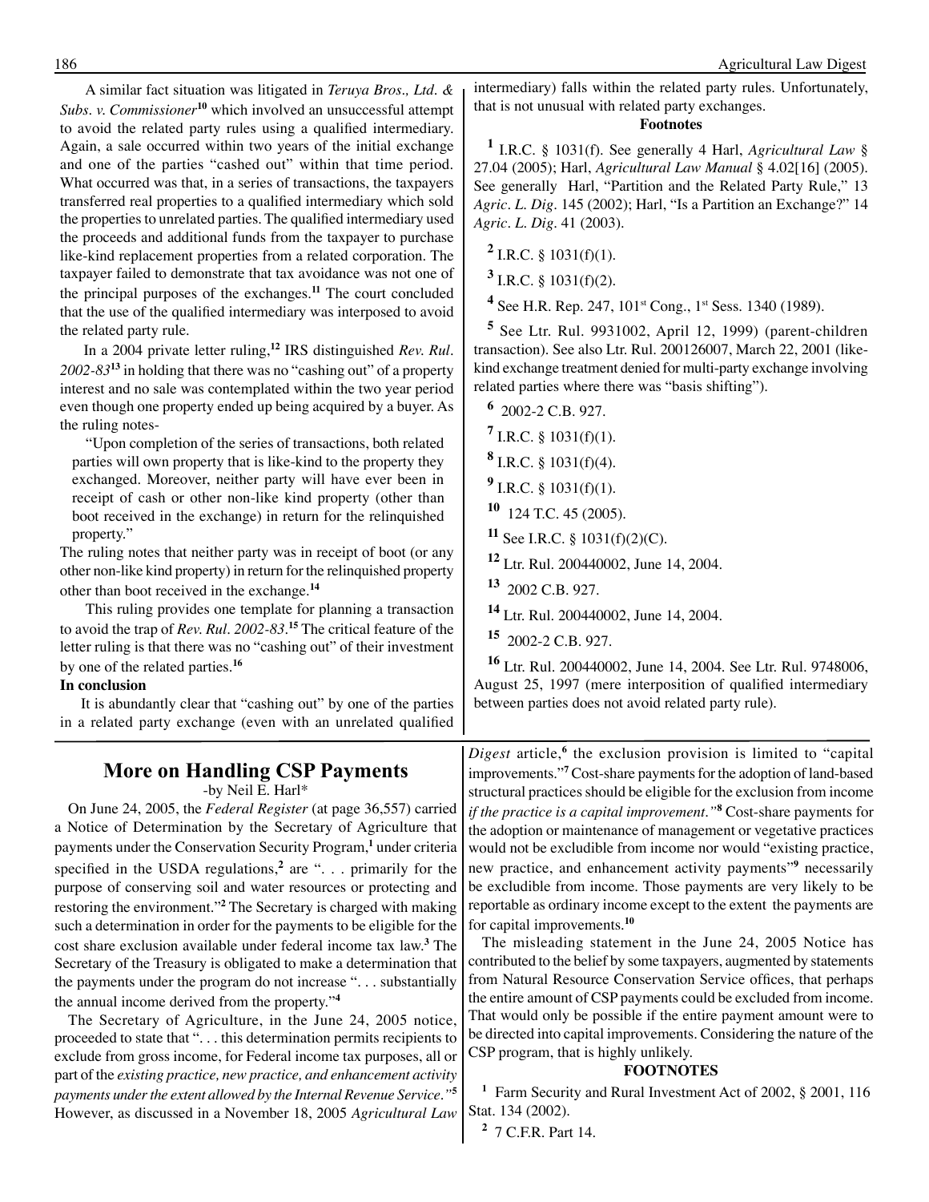A similar fact situation was litigated in *Teruya Bros., Ltd. & Subs. v. Commissioner*[10] which involved an unsuccessful attempt to avoid the related party rules using a qualified intermediary. Again, a sale occurred within two years of the initial exchange and one of the parties "cashed out" within that time period. What occurred was that, in a series of transactions, the taxpayers transferred real properties to a qualified intermediary which sold the properties to unrelated parties. The qualified intermediary used the proceeds and additional funds from the taxpayer to purchase like-kind replacement properties from a related corporation. The taxpayer failed to demonstrate that tax avoidance was not one of the principal purposes of the exchanges.[11] The court concluded that the use of the qualified intermediary was interposed to avoid the related party rule.

In a 2004 private letter ruling,[12] IRS distinguished *Rev. Rul. 2002-83*[13] in holding that there was no "cashing out" of a property interest and no sale was contemplated within the two year period even though one property ended up being acquired by a buyer. As the ruling notes-

> "Upon completion of the series of transactions, both related parties will own property that is like-kind to the property they exchanged. Moreover, neither party will have ever been in receipt of cash or other non-like kind property (other than boot received in the exchange) in return for the relinquished property."

The ruling notes that neither party was in receipt of boot (or any other non-like kind property) in return for the relinquished property other than boot received in the exchange.[14]

This ruling provides one template for planning a transaction to avoid the trap of *Rev. Rul. 2002-83*.[15] The critical feature of the letter ruling is that there was no "cashing out" of their investment by one of the related parties.[16]

**In conclusion**

It is abundantly clear that "cashing out" by one of the parties in a related party exchange (even with an unrelated qualified intermediary) falls within the related party rules. Unfortunately, that is not unusual with related party exchanges.

**Footnotes**

[1] I.R.C. § 1031(f). See generally 4 Harl, *Agricultural Law* § 27.04 (2005); Harl, *Agricultural Law Manual* § 4.02[16] (2005). See generally Harl, "Partition and the Related Party Rule," 13 *Agric. L. Dig*. 145 (2002); Harl, "Is a Partition an Exchange?" 14 *Agric. L. Dig*. 41 (2003).

[2] I.R.C. § 1031(f)(1).

[3] I.R.C. § 1031(f)(2).

[4] See H.R. Rep. 247, 101st Cong., 1st Sess. 1340 (1989).

[5] See Ltr. Rul. 9931002, April 12, 1999) (parent-children transaction). See also Ltr. Rul. 200126007, March 22, 2001 (like-kind exchange treatment denied for multi-party exchange involving related parties where there was "basis shifting").

[6] 2002-2 C.B. 927.

[7] I.R.C. § 1031(f)(1).

[8] I.R.C. § 1031(f)(4).

[9] I.R.C. § 1031(f)(1).

[10] 124 T.C. 45 (2005).

[11] See I.R.C. § 1031(f)(2)(C).

[12] Ltr. Rul. 200440002, June 14, 2004.

[13] 2002 C.B. 927.

[14] Ltr. Rul. 200440002, June 14, 2004.

[15] 2002-2 C.B. 927.

[16] Ltr. Rul. 200440002, June 14, 2004. See Ltr. Rul. 9748006, August 25, 1997 (mere interposition of qualified intermediary between parties does not avoid related party rule).

## More on Handling CSP Payments

-by Neil E. Harl*

On June 24, 2005, the *Federal Register* (at page 36,557) carried a Notice of Determination by the Secretary of Agriculture that payments under the Conservation Security Program,[1] under criteria specified in the USDA regulations,[2] are ". . . primarily for the purpose of conserving soil and water resources or protecting and restoring the environment."[2] The Secretary is charged with making such a determination in order for the payments to be eligible for the cost share exclusion available under federal income tax law.[3] The Secretary of the Treasury is obligated to make a determination that the payments under the program do not increase ". . . substantially the annual income derived from the property."[4]

The Secretary of Agriculture, in the June 24, 2005 notice, proceeded to state that ". . . this determination permits recipients to exclude from gross income, for Federal income tax purposes, all or part of the *existing practice, new practice, and enhancement activity payments under the extent allowed by the Internal Revenue Service."*[5] However, as discussed in a November 18, 2005 *Agricultural Law Digest* article,[6] the exclusion provision is limited to "capital improvements."[7] Cost-share payments for the adoption of land-based structural practices should be eligible for the exclusion from income *if the practice is a capital improvement."*[8] Cost-share payments for the adoption or maintenance of management or vegetative practices would not be excludible from income nor would "existing practice, new practice, and enhancement activity payments"[9] necessarily be excludible from income. Those payments are very likely to be reportable as ordinary income except to the extent the payments are for capital improvements.[10]

The misleading statement in the June 24, 2005 Notice has contributed to the belief by some taxpayers, augmented by statements from Natural Resource Conservation Service offices, that perhaps the entire amount of CSP payments could be excluded from income. That would only be possible if the entire payment amount were to be directed into capital improvements. Considering the nature of the CSP program, that is highly unlikely.

**FOOTNOTES**

[1] Farm Security and Rural Investment Act of 2002, § 2001, 116 Stat. 134 (2002).

[2] 7 C.F.R. Part 14.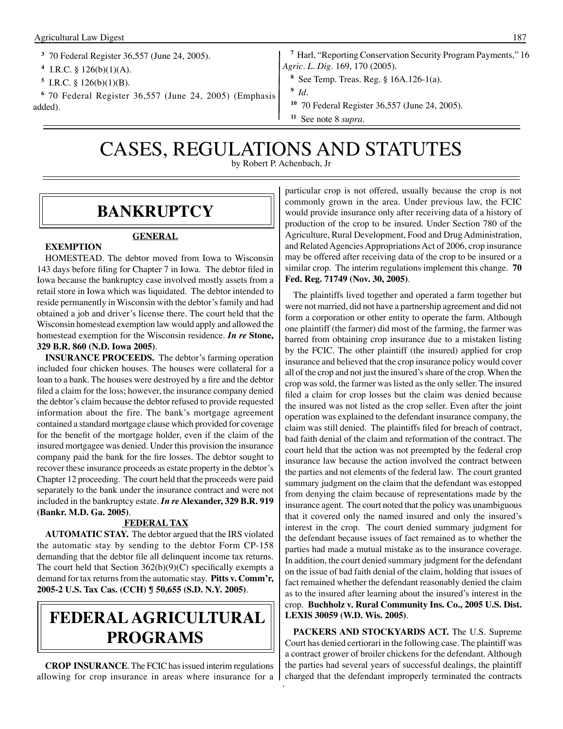[3] 70 Federal Register 36,557 (June 24, 2005).

[4] I.R.C. § 126(b)(1)(A).

[5] I.R.C. § 126(b)(1)(B).

[6] 70 Federal Register 36,557 (June 24, 2005) (Emphasis added).

[7] Harl, "Reporting Conservation Security Program Payments," 16 *Agric. L. Dig*. 169, 170 (2005).

[8] See Temp. Treas. Reg. § 16A.126-1(a).

[9] *Id*.

[10] 70 Federal Register 36,557 (June 24, 2005).

[11] See note 8 *supra*.

# CASES, REGULATIONS AND STATUTES

by Robert P. Achenbach, Jr

## BANKRUPTCY

### GENERAL

**EXEMPTION**

HOMESTEAD. The debtor moved from Iowa to Wisconsin 143 days before filing for Chapter 7 in Iowa. The debtor filed in Iowa because the bankruptcy case involved mostly assets from a retail store in Iowa which was liquidated. The debtor intended to reside permanently in Wisconsin with the debtor's family and had obtained a job and driver's license there. The court held that the Wisconsin homestead exemption law would apply and allowed the homestead exemption for the Wisconsin residence. ***In re* Stone, 329 B.R. 860 (N.D. Iowa 2005)**.

**INSURANCE PROCEEDS.** The debtor's farming operation included four chicken houses. The houses were collateral for a loan to a bank. The houses were destroyed by a fire and the debtor filed a claim for the loss; however, the insurance company denied the debtor's claim because the debtor refused to provide requested information about the fire. The bank's mortgage agreement contained a standard mortgage clause which provided for coverage for the benefit of the mortgage holder, even if the claim of the insured mortgagee was denied. Under this provision the insurance company paid the bank for the fire losses. The debtor sought to recover these insurance proceeds as estate property in the debtor's Chapter 12 proceeding. The court held that the proceeds were paid separately to the bank under the insurance contract and were not included in the bankruptcy estate. ***In re* Alexander, 329 B.R. 919 (Bankr. M.D. Ga. 2005)**.

### FEDERAL TAX

**AUTOMATIC STAY.** The debtor argued that the IRS violated the automatic stay by sending to the debtor Form CP-158 demanding that the debtor file all delinquent income tax returns. The court held that Section 362(b)(9)(C) specifically exempts a demand for tax returns from the automatic stay. **Pitts v. Comm'r, 2005-2 U.S. Tax Cas. (CCH) ¶ 50,655 (S.D. N.Y. 2005)**.

## FEDERAL AGRICULTURAL PROGRAMS

**CROP INSURANCE**. The FCIC has issued interim regulations allowing for crop insurance in areas where insurance for a particular crop is not offered, usually because the crop is not commonly grown in the area. Under previous law, the FCIC would provide insurance only after receiving data of a history of production of the crop to be insured. Under Section 780 of the Agriculture, Rural Development, Food and Drug Administration, and Related Agencies Appropriations Act of 2006, crop insurance may be offered after receiving data of the crop to be insured or a similar crop. The interim regulations implement this change. **70 Fed. Reg. 71749 (Nov. 30, 2005)**.

The plaintiffs lived together and operated a farm together but were not married, did not have a partnership agreement and did not form a corporation or other entity to operate the farm. Although one plaintiff (the farmer) did most of the farming, the farmer was barred from obtaining crop insurance due to a mistaken listing by the FCIC. The other plaintiff (the insured) applied for crop insurance and believed that the crop insurance policy would cover all of the crop and not just the insured's share of the crop. When the crop was sold, the farmer was listed as the only seller. The insured filed a claim for crop losses but the claim was denied because the insured was not listed as the crop seller. Even after the joint operation was explained to the defendant insurance company, the claim was still denied. The plaintiffs filed for breach of contract, bad faith denial of the claim and reformation of the contract. The court held that the action was not preempted by the federal crop insurance law because the action involved the contract between the parties and not elements of the federal law. The court granted summary judgment on the claim that the defendant was estopped from denying the claim because of representations made by the insurance agent. The court noted that the policy was unambiguous that it covered only the named insured and only the insured's interest in the crop. The court denied summary judgment for the defendant because issues of fact remained as to whether the parties had made a mutual mistake as to the insurance coverage. In addition, the court denied summary judgment for the defendant on the issue of bad faith denial of the claim, holding that issues of fact remained whether the defendant reasonably denied the claim as to the insured after learning about the insured's interest in the crop. **Buchholz v. Rural Community Ins. Co., 2005 U.S. Dist. LEXIS 30059 (W.D. Wis. 2005)**.

**PACKERS AND STOCKYARDS ACT.** The U.S. Supreme Court has denied certiorari in the following case. The plaintiff was a contract grower of broiler chickens for the defendant. Although the parties had several years of successful dealings, the plaintiff charged that the defendant improperly terminated the contracts